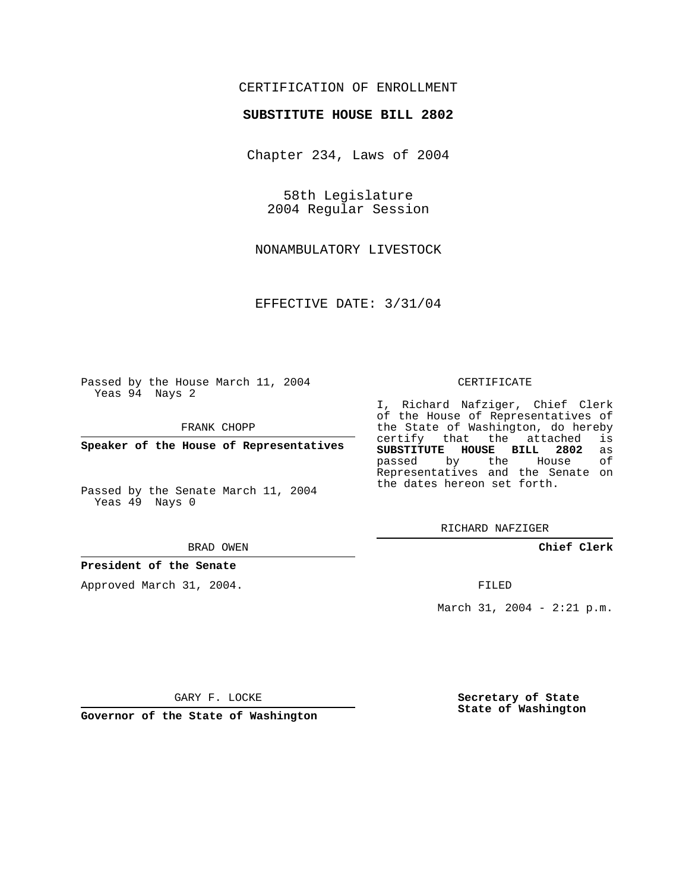CERTIFICATION OF ENROLLMENT

**SUBSTITUTE HOUSE BILL 2802**

Chapter 234, Laws of 2004

58th Legislature
2004 Regular Session

NONAMBULATORY LIVESTOCK

EFFECTIVE DATE: 3/31/04

Passed by the House March 11, 2004
Yeas 94 Nays 2

FRANK CHOPP

**Speaker of the House of Representatives**

Passed by the Senate March 11, 2004
Yeas 49 Nays 0

BRAD OWEN

**President of the Senate**

Approved March 31, 2004.

GARY F. LOCKE

**Governor of the State of Washington**

CERTIFICATE

I, Richard Nafziger, Chief Clerk of the House of Representatives of the State of Washington, do hereby certify that the attached is **SUBSTITUTE HOUSE BILL 2802** as passed by the House of Representatives and the Senate on the dates hereon set forth.

RICHARD NAFZIGER

**Chief Clerk**

FILED

March 31, 2004 - 2:21 p.m.

**Secretary of State**
**State of Washington**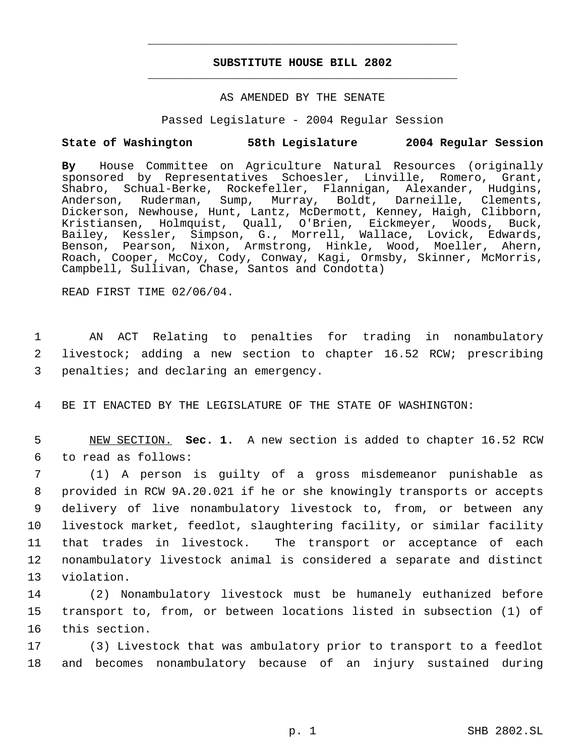# SUBSTITUTE HOUSE BILL 2802

AS AMENDED BY THE SENATE

Passed Legislature - 2004 Regular Session

**State of Washington 58th Legislature 2004 Regular Session**

**By** House Committee on Agriculture Natural Resources (originally sponsored by Representatives Schoesler, Linville, Romero, Grant, Shabro, Schual-Berke, Rockefeller, Flannigan, Alexander, Hudgins, Anderson, Ruderman, Sump, Murray, Boldt, Darneille, Clements, Dickerson, Newhouse, Hunt, Lantz, McDermott, Kenney, Haigh, Clibborn, Kristiansen, Holmquist, Quall, O'Brien, Eickmeyer, Woods, Buck, Bailey, Kessler, Simpson, G., Morrell, Wallace, Lovick, Edwards, Benson, Pearson, Nixon, Armstrong, Hinkle, Wood, Moeller, Ahern, Roach, Cooper, McCoy, Cody, Conway, Kagi, Ormsby, Skinner, McMorris, Campbell, Sullivan, Chase, Santos and Condotta)

READ FIRST TIME 02/06/04.

1 AN ACT Relating to penalties for trading in nonambulatory
2 livestock; adding a new section to chapter 16.52 RCW; prescribing
3 penalties; and declaring an emergency.

4 BE IT ENACTED BY THE LEGISLATURE OF THE STATE OF WASHINGTON:

5 NEW SECTION. **Sec. 1.** A new section is added to chapter 16.52 RCW
6 to read as follows:

7 (1) A person is guilty of a gross misdemeanor punishable as
8 provided in RCW 9A.20.021 if he or she knowingly transports or accepts
9 delivery of live nonambulatory livestock to, from, or between any
10 livestock market, feedlot, slaughtering facility, or similar facility
11 that trades in livestock. The transport or acceptance of each
12 nonambulatory livestock animal is considered a separate and distinct
13 violation.

14 (2) Nonambulatory livestock must be humanely euthanized before
15 transport to, from, or between locations listed in subsection (1) of
16 this section.

17 (3) Livestock that was ambulatory prior to transport to a feedlot
18 and becomes nonambulatory because of an injury sustained during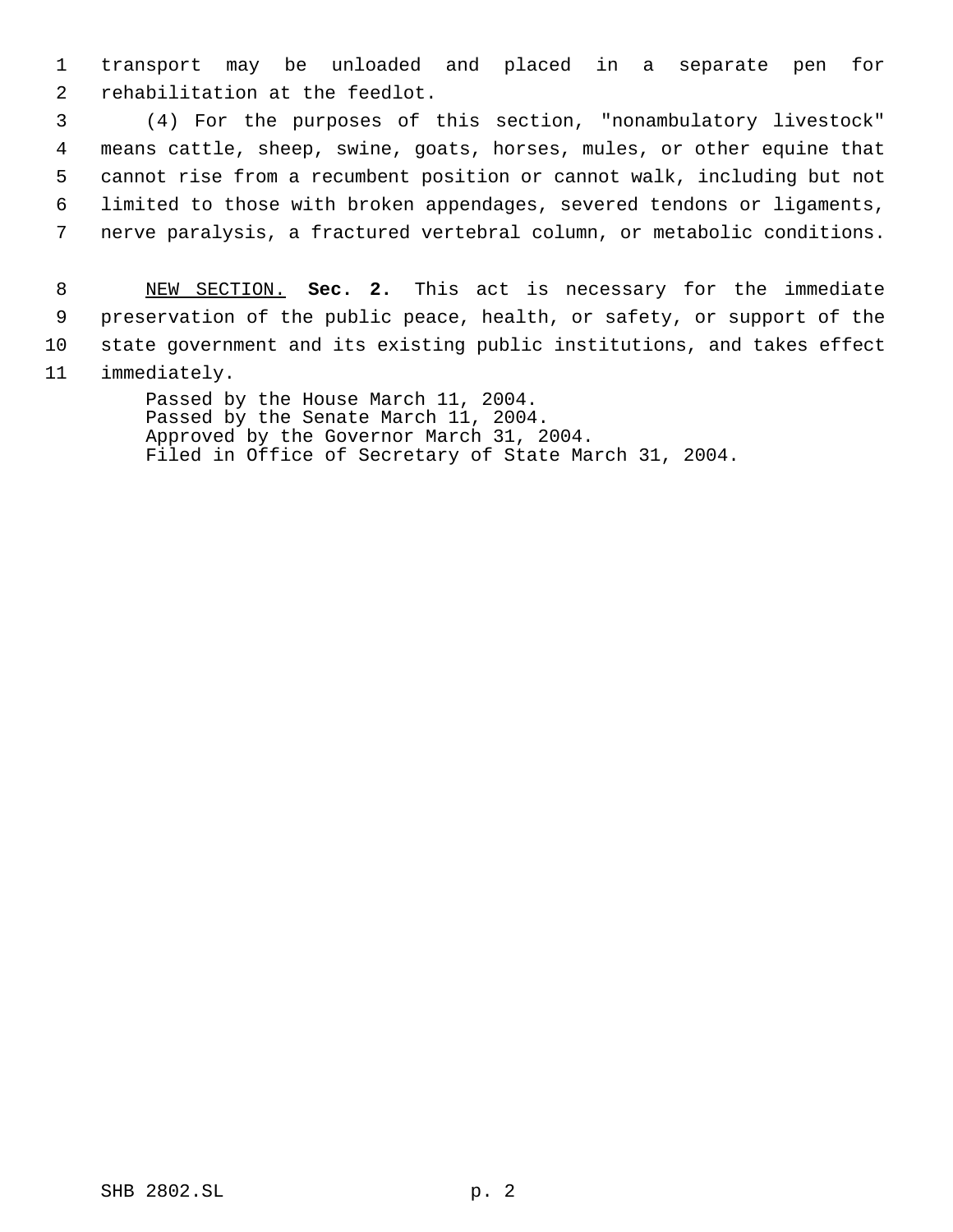transport may be unloaded and placed in a separate pen for rehabilitation at the feedlot.

(4) For the purposes of this section, "nonambulatory livestock" means cattle, sheep, swine, goats, horses, mules, or other equine that cannot rise from a recumbent position or cannot walk, including but not limited to those with broken appendages, severed tendons or ligaments, nerve paralysis, a fractured vertebral column, or metabolic conditions.

NEW SECTION. **Sec. 2.** This act is necessary for the immediate preservation of the public peace, health, or safety, or support of the state government and its existing public institutions, and takes effect immediately.

Passed by the House March 11, 2004.
Passed by the Senate March 11, 2004.
Approved by the Governor March 31, 2004.
Filed in Office of Secretary of State March 31, 2004.